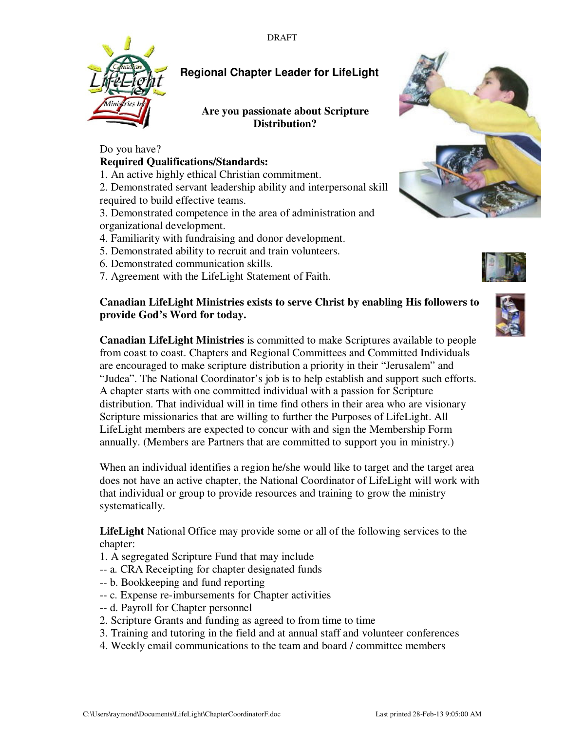DRAFT

# Regional Chapter Leader for LifeLight

**Are you passionate about Scripture Distribution?**

Do you have?

**Required Qualifications/Standards:**

1. An active highly ethical Christian commitment.
2. Demonstrated servant leadership ability and interpersonal skill required to build effective teams.
3. Demonstrated competence in the area of administration and organizational development.
4. Familiarity with fundraising and donor development.
5. Demonstrated ability to recruit and train volunteers.
6. Demonstrated communication skills.
7. Agreement with the LifeLight Statement of Faith.

**Canadian LifeLight Ministries exists to serve Christ by enabling His followers to provide God's Word for today.**

**Canadian LifeLight Ministries** is committed to make Scriptures available to people from coast to coast. Chapters and Regional Committees and Committed Individuals are encouraged to make scripture distribution a priority in their "Jerusalem" and "Judea". The National Coordinator's job is to help establish and support such efforts. A chapter starts with one committed individual with a passion for Scripture distribution. That individual will in time find others in their area who are visionary Scripture missionaries that are willing to further the Purposes of LifeLight. All LifeLight members are expected to concur with and sign the Membership Form annually. (Members are Partners that are committed to support you in ministry.)

When an individual identifies a region he/she would like to target and the target area does not have an active chapter, the National Coordinator of LifeLight will work with that individual or group to provide resources and training to grow the ministry systematically.

**LifeLight** National Office may provide some or all of the following services to the chapter:

1. A segregated Scripture Fund that may include
   - a. CRA Receipting for chapter designated funds
   - b. Bookkeeping and fund reporting
   - c. Expense re-imbursements for Chapter activities
   - d. Payroll for Chapter personnel
2. Scripture Grants and funding as agreed to from time to time
3. Training and tutoring in the field and at annual staff and volunteer conferences
4. Weekly email communications to the team and board / committee members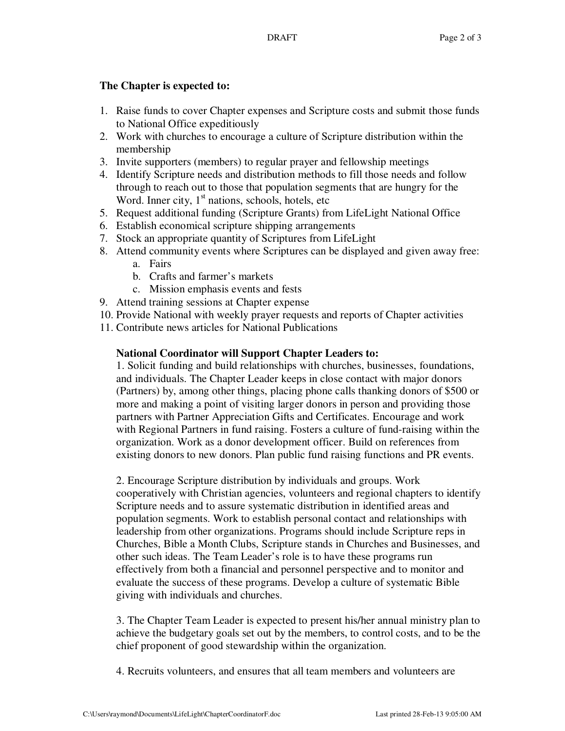**The Chapter is expected to:**

1. Raise funds to cover Chapter expenses and Scripture costs and submit those funds to National Office expeditiously
2. Work with churches to encourage a culture of Scripture distribution within the membership
3. Invite supporters (members) to regular prayer and fellowship meetings
4. Identify Scripture needs and distribution methods to fill those needs and follow through to reach out to those that population segments that are hungry for the Word. Inner city, 1st nations, schools, hotels, etc
5. Request additional funding (Scripture Grants) from LifeLight National Office
6. Establish economical scripture shipping arrangements
7. Stock an appropriate quantity of Scriptures from LifeLight
8. Attend community events where Scriptures can be displayed and given away free:
    a. Fairs
    b. Crafts and farmer's markets
    c. Mission emphasis events and fests
9. Attend training sessions at Chapter expense
10. Provide National with weekly prayer requests and reports of Chapter activities
11. Contribute news articles for National Publications

**National Coordinator will Support Chapter Leaders to:**

1. Solicit funding and build relationships with churches, businesses, foundations, and individuals. The Chapter Leader keeps in close contact with major donors (Partners) by, among other things, placing phone calls thanking donors of $500 or more and making a point of visiting larger donors in person and providing those partners with Partner Appreciation Gifts and Certificates. Encourage and work with Regional Partners in fund raising. Fosters a culture of fund-raising within the organization. Work as a donor development officer. Build on references from existing donors to new donors. Plan public fund raising functions and PR events.

2. Encourage Scripture distribution by individuals and groups. Work cooperatively with Christian agencies, volunteers and regional chapters to identify Scripture needs and to assure systematic distribution in identified areas and population segments. Work to establish personal contact and relationships with leadership from other organizations. Programs should include Scripture reps in Churches, Bible a Month Clubs, Scripture stands in Churches and Businesses, and other such ideas. The Team Leader's role is to have these programs run effectively from both a financial and personnel perspective and to monitor and evaluate the success of these programs. Develop a culture of systematic Bible giving with individuals and churches.

3. The Chapter Team Leader is expected to present his/her annual ministry plan to achieve the budgetary goals set out by the members, to control costs, and to be the chief proponent of good stewardship within the organization.

4. Recruits volunteers, and ensures that all team members and volunteers are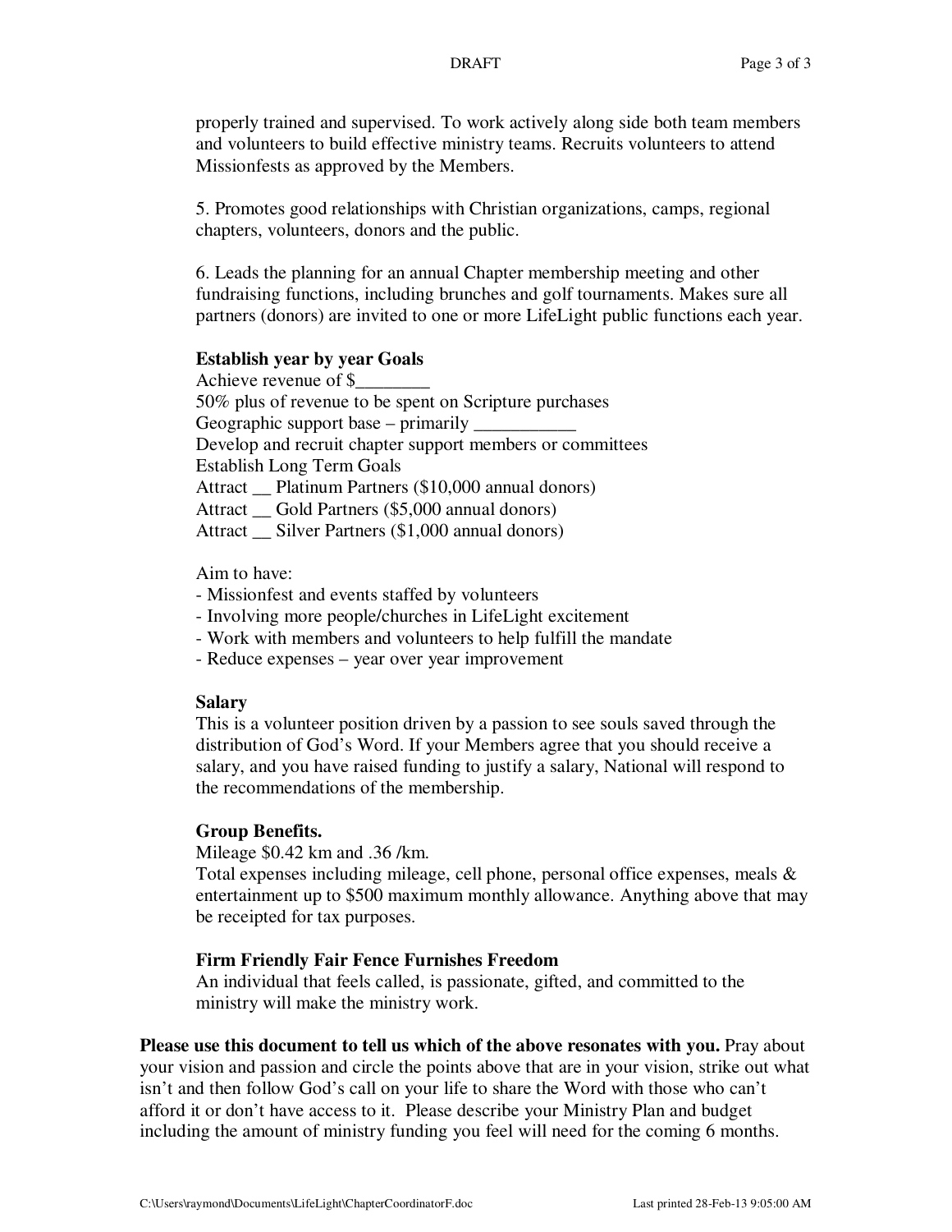properly trained and supervised. To work actively along side both team members and volunteers to build effective ministry teams. Recruits volunteers to attend Missionfests as approved by the Members.

5. Promotes good relationships with Christian organizations, camps, regional chapters, volunteers, donors and the public.

6. Leads the planning for an annual Chapter membership meeting and other fundraising functions, including brunches and golf tournaments. Makes sure all partners (donors) are invited to one or more LifeLight public functions each year.

**Establish year by year Goals**

Achieve revenue of $________
50% plus of revenue to be spent on Scripture purchases
Geographic support base – primarily ___________
Develop and recruit chapter support members or committees
Establish Long Term Goals
Attract __ Platinum Partners ($10,000 annual donors)
Attract __ Gold Partners ($5,000 annual donors)
Attract __ Silver Partners ($1,000 annual donors)

Aim to have:

- Missionfest and events staffed by volunteers
- Involving more people/churches in LifeLight excitement
- Work with members and volunteers to help fulfill the mandate
- Reduce expenses – year over year improvement

**Salary**

This is a volunteer position driven by a passion to see souls saved through the distribution of God's Word. If your Members agree that you should receive a salary, and you have raised funding to justify a salary, National will respond to the recommendations of the membership.

**Group Benefits.**

Mileage $0.42 km and .36 /km.
Total expenses including mileage, cell phone, personal office expenses, meals & entertainment up to $500 maximum monthly allowance. Anything above that may be receipted for tax purposes.

**Firm Friendly Fair Fence Furnishes Freedom**

An individual that feels called, is passionate, gifted, and committed to the ministry will make the ministry work.

**Please use this document to tell us which of the above resonates with you.** Pray about your vision and passion and circle the points above that are in your vision, strike out what isn't and then follow God's call on your life to share the Word with those who can't afford it or don't have access to it. Please describe your Ministry Plan and budget including the amount of ministry funding you feel will need for the coming 6 months.